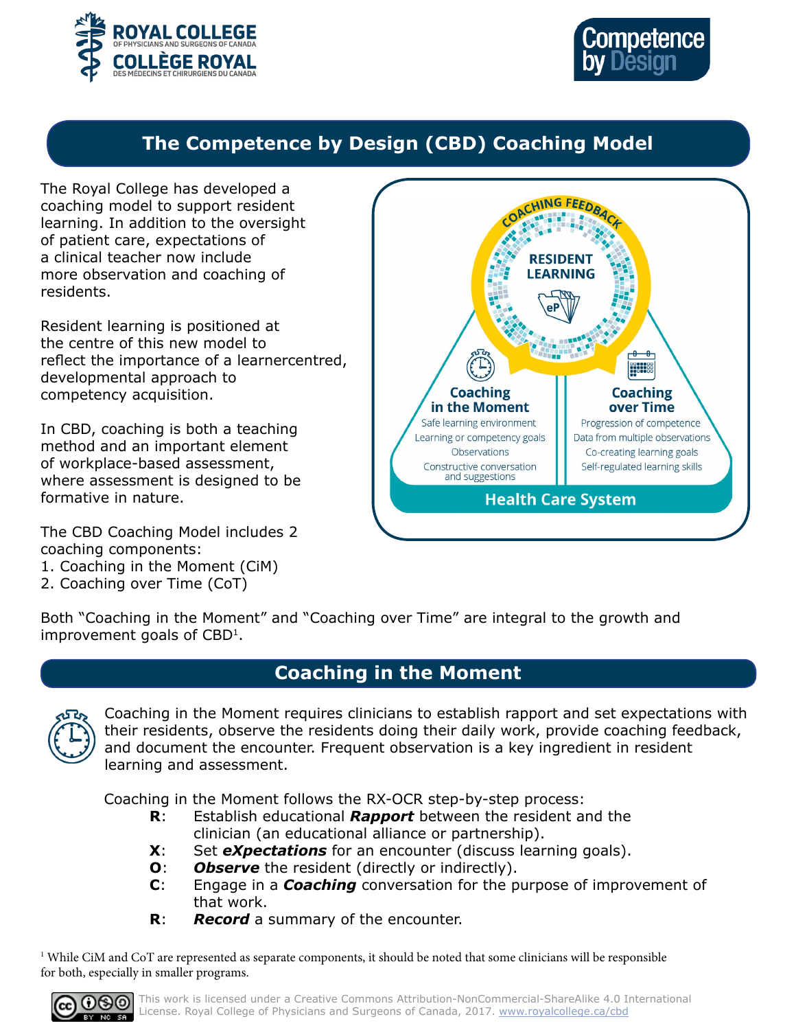# The Competence by Design (CBD) Coaching Model

The Royal College has developed a coaching model to support resident learning. In addition to the oversight of patient care, expectations of a clinical teacher now include more observation and coaching of residents.

Resident learning is positioned at the centre of this new model to reflect the importance of a learnercentred, developmental approach to competency acquisition.

In CBD, coaching is both a teaching method and an important element of workplace-based assessment, where assessment is designed to be formative in nature.

The CBD Coaching Model includes 2 coaching components:

1. Coaching in the Moment (CiM)
2. Coaching over Time (CoT)

COACHING FEEDBACK

RESIDENT LEARNING

**Coaching in the Moment**
- Safe learning environment
- Learning or competency goals
- Observations
- Constructive conversation and suggestions

**Coaching over Time**
- Progression of competence
- Data from multiple observations
- Co-creating learning goals
- Self-regulated learning skills

**Health Care System**

Both "Coaching in the Moment" and "Coaching over Time" are integral to the growth and improvement goals of CBD[1].

## Coaching in the Moment

Coaching in the Moment requires clinicians to establish rapport and set expectations with their residents, observe the residents doing their daily work, provide coaching feedback, and document the encounter. Frequent observation is a key ingredient in resident learning and assessment.

Coaching in the Moment follows the RX-OCR step-by-step process:

- **R**: Establish educational ***Rapport*** between the resident and the clinician (an educational alliance or partnership).
- **X**: Set ***eXpectations*** for an encounter (discuss learning goals).
- **O**: ***Observe*** the resident (directly or indirectly).
- **C**: Engage in a ***Coaching*** conversation for the purpose of improvement of that work.
- **R**: ***Record*** a summary of the encounter.

[1] While CiM and CoT are represented as separate components, it should be noted that some clinicians will be responsible for both, especially in smaller programs.

This work is licensed under a Creative Commons Attribution-NonCommercial-ShareAlike 4.0 International License. Royal College of Physicians and Surgeons of Canada, 2017. www.royalcollege.ca/cbd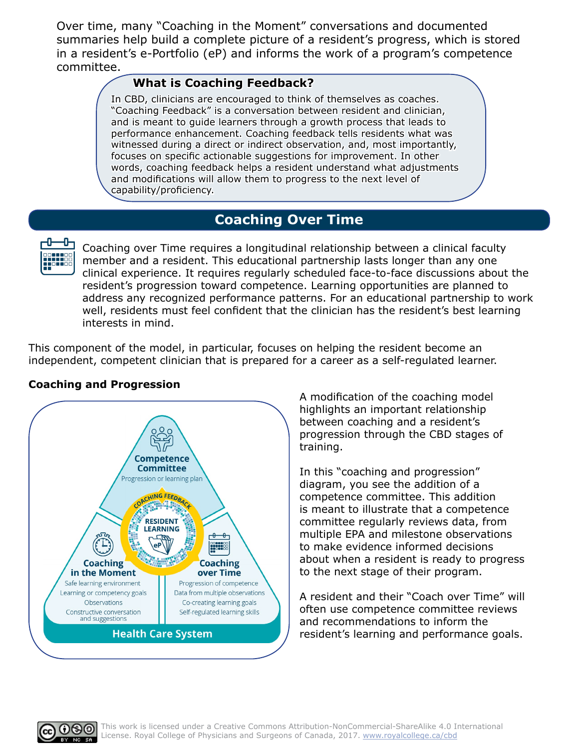Over time, many "Coaching in the Moment" conversations and documented summaries help build a complete picture of a resident's progress, which is stored in a resident's e-Portfolio (eP) and informs the work of a program's competence committee.

### What is Coaching Feedback?

In CBD, clinicians are encouraged to think of themselves as coaches. "Coaching Feedback" is a conversation between resident and clinician, and is meant to guide learners through a growth process that leads to performance enhancement. Coaching feedback tells residents what was witnessed during a direct or indirect observation, and, most importantly, focuses on specific actionable suggestions for improvement. In other words, coaching feedback helps a resident understand what adjustments and modifications will allow them to progress to the next level of capability/proficiency.

## Coaching Over Time

Coaching over Time requires a longitudinal relationship between a clinical faculty member and a resident. This educational partnership lasts longer than any one clinical experience. It requires regularly scheduled face-to-face discussions about the resident's progression toward competence. Learning opportunities are planned to address any recognized performance patterns. For an educational partnership to work well, residents must feel confident that the clinician has the resident's best learning interests in mind.

This component of the model, in particular, focuses on helping the resident become an independent, competent clinician that is prepared for a career as a self-regulated learner.

**Coaching and Progression**

Competence Committee
Progression or learning plan

COACHING FEEDBACK
RESIDENT LEARNING
eP

Coaching in the Moment
Safe learning environment
Learning or competency goals
Observations
Constructive conversation and suggestions

Coaching over Time
Progression of competence
Data from multiple observations
Co-creating learning goals
Self-regulated learning skills

Health Care System

A modification of the coaching model highlights an important relationship between coaching and a resident's progression through the CBD stages of training.

In this "coaching and progression" diagram, you see the addition of a competence committee. This addition is meant to illustrate that a competence committee regularly reviews data, from multiple EPA and milestone observations to make evidence informed decisions about when a resident is ready to progress to the next stage of their program.

A resident and their "Coach over Time" will often use competence committee reviews and recommendations to inform the resident's learning and performance goals.

This work is licensed under a Creative Commons Attribution-NonCommercial-ShareAlike 4.0 International License. Royal College of Physicians and Surgeons of Canada, 2017. www.royalcollege.ca/cbd